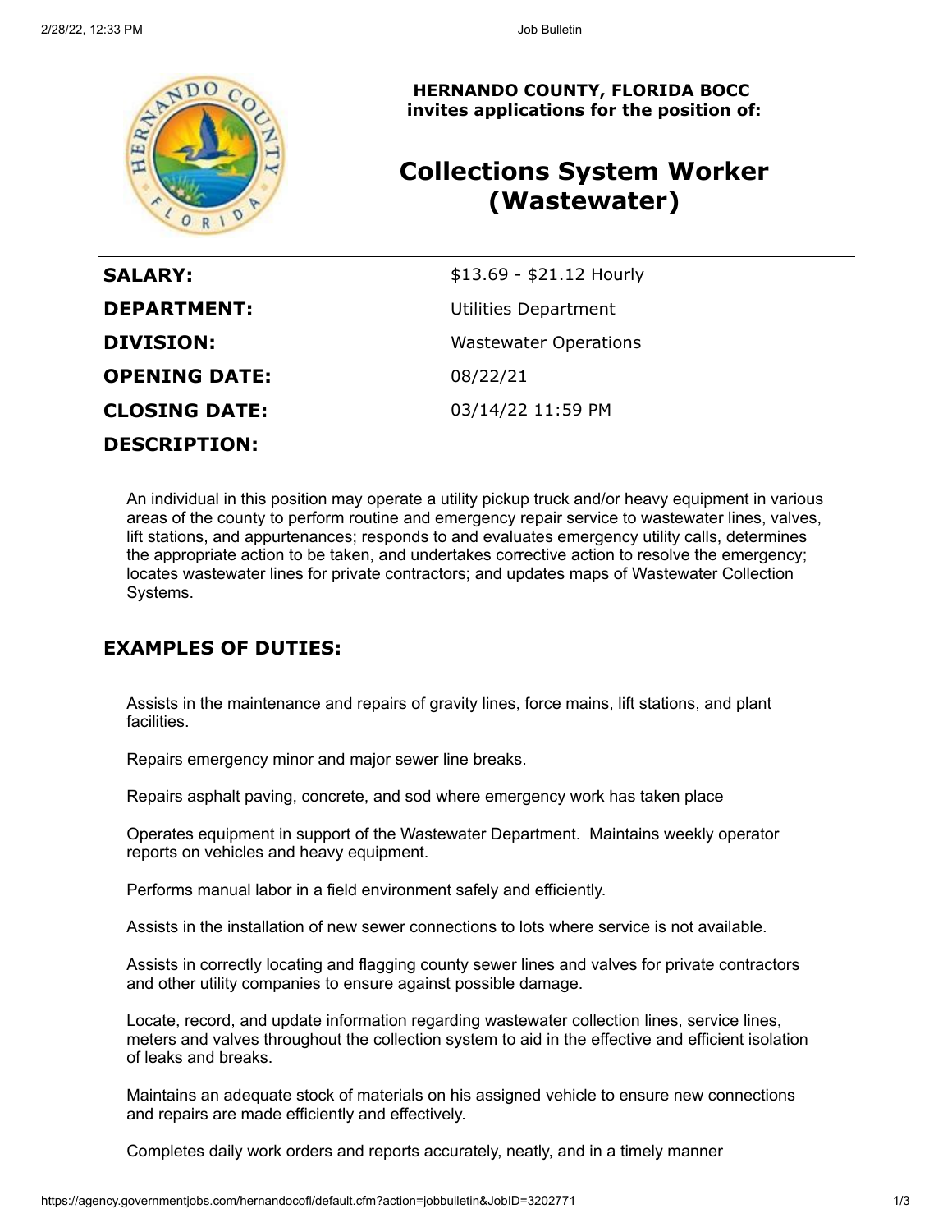**HERNANDO COUNTY, FLORIDA BOCC**
**invites applications for the position of:**

# Collections System Worker (Wastewater)

| | |
|---|---|
| **SALARY:** | $13.69 - $21.12 Hourly |
| **DEPARTMENT:** | Utilities Department |
| **DIVISION:** | Wastewater Operations |
| **OPENING DATE:** | 08/22/21 |
| **CLOSING DATE:** | 03/14/22 11:59 PM |

## DESCRIPTION:

An individual in this position may operate a utility pickup truck and/or heavy equipment in various areas of the county to perform routine and emergency repair service to wastewater lines, valves, lift stations, and appurtenances; responds to and evaluates emergency utility calls, determines the appropriate action to be taken, and undertakes corrective action to resolve the emergency; locates wastewater lines for private contractors; and updates maps of Wastewater Collection Systems.

## EXAMPLES OF DUTIES:

Assists in the maintenance and repairs of gravity lines, force mains, lift stations, and plant facilities.

Repairs emergency minor and major sewer line breaks.

Repairs asphalt paving, concrete, and sod where emergency work has taken place

Operates equipment in support of the Wastewater Department. Maintains weekly operator reports on vehicles and heavy equipment.

Performs manual labor in a field environment safely and efficiently.

Assists in the installation of new sewer connections to lots where service is not available.

Assists in correctly locating and flagging county sewer lines and valves for private contractors and other utility companies to ensure against possible damage.

Locate, record, and update information regarding wastewater collection lines, service lines, meters and valves throughout the collection system to aid in the effective and efficient isolation of leaks and breaks.

Maintains an adequate stock of materials on his assigned vehicle to ensure new connections and repairs are made efficiently and effectively.

Completes daily work orders and reports accurately, neatly, and in a timely manner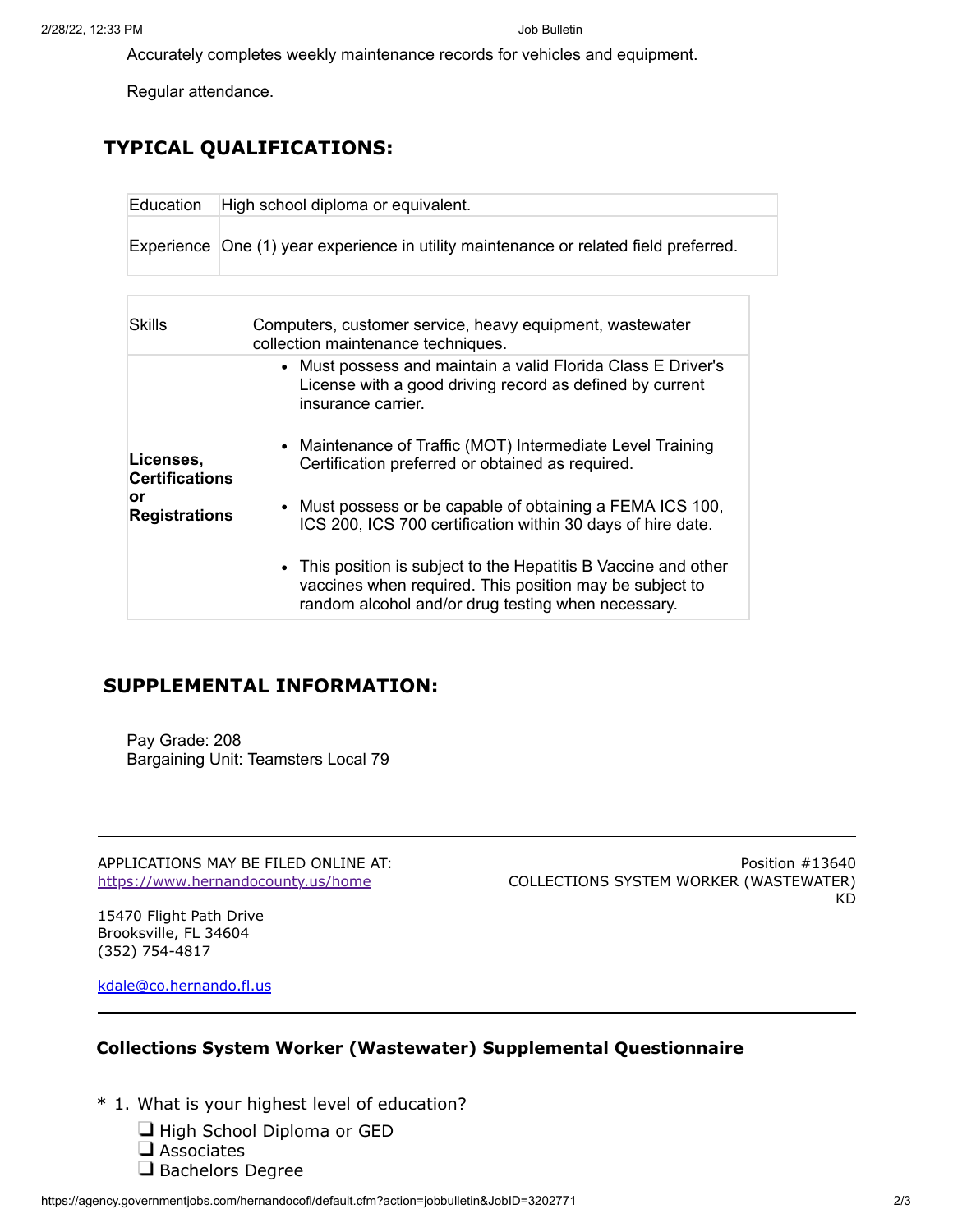Accurately completes weekly maintenance records for vehicles and equipment.

Regular attendance.

## TYPICAL QUALIFICATIONS:

| | |
|---|---|
| Education | High school diploma or equivalent. |
| Experience | One (1) year experience in utility maintenance or related field preferred. |

| | |
|---|---|
| Skills | Computers, customer service, heavy equipment, wastewater collection maintenance techniques. |
| **Licenses, Certifications or Registrations** | • Must possess and maintain a valid Florida Class E Driver's License with a good driving record as defined by current insurance carrier.<br>• Maintenance of Traffic (MOT) Intermediate Level Training Certification preferred or obtained as required.<br>• Must possess or be capable of obtaining a FEMA ICS 100, ICS 200, ICS 700 certification within 30 days of hire date.<br>• This position is subject to the Hepatitis B Vaccine and other vaccines when required. This position may be subject to random alcohol and/or drug testing when necessary. |

## SUPPLEMENTAL INFORMATION:

Pay Grade: 208
Bargaining Unit: Teamsters Local 79

---

APPLICATIONS MAY BE FILED ONLINE AT:
https://www.hernandocounty.us/home

15470 Flight Path Drive
Brooksville, FL 34604
(352) 754-4817

kdale@co.hernando.fl.us

Position #13640
COLLECTIONS SYSTEM WORKER (WASTEWATER)
KD

---

### Collections System Worker (Wastewater) Supplemental Questionnaire

* 1. What is your highest level of education?

- ❑ High School Diploma or GED
- ❑ Associates
- ❑ Bachelors Degree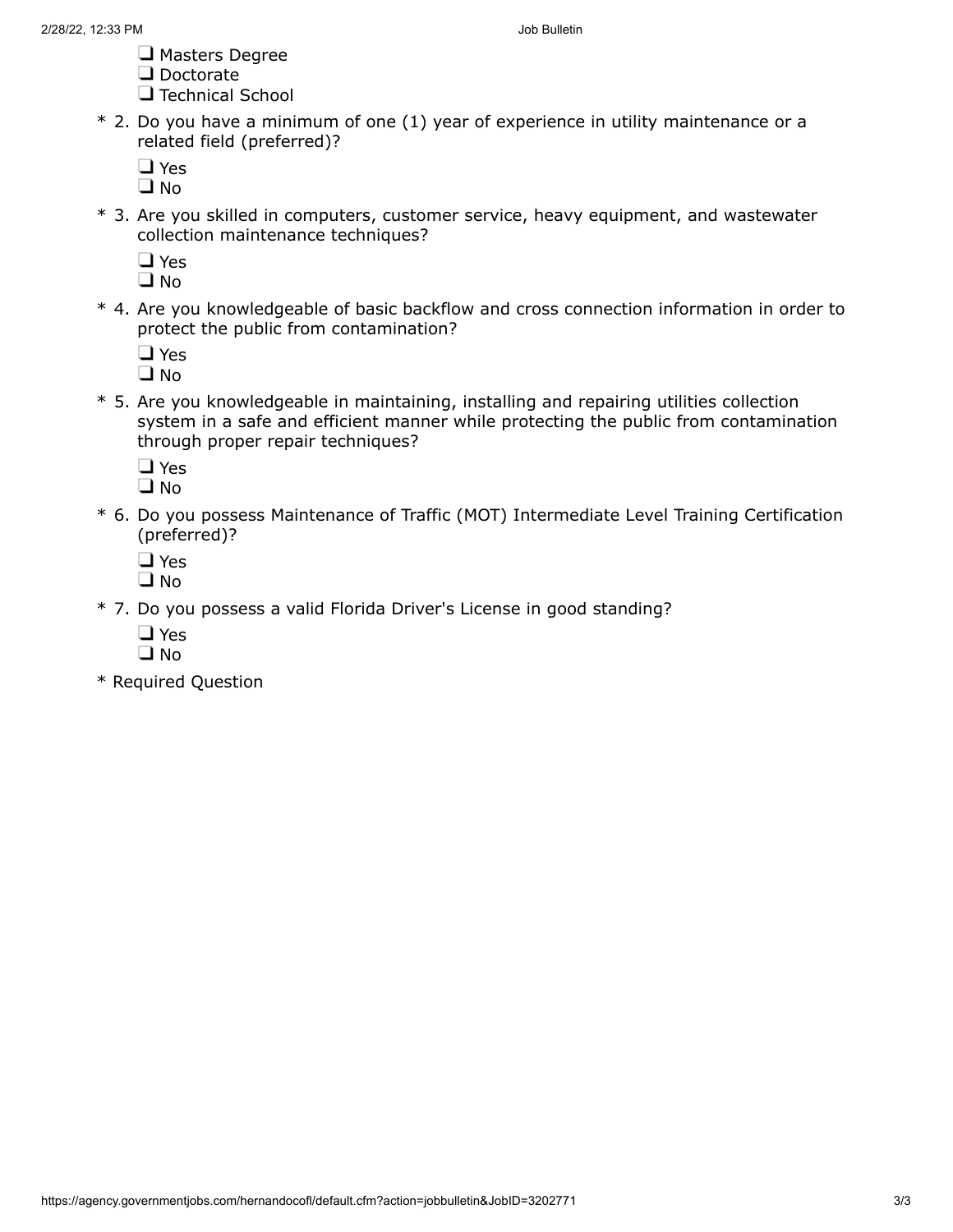- ❑ Masters Degree
- ❑ Doctorate
- ❑ Technical School

\* 2. Do you have a minimum of one (1) year of experience in utility maintenance or a related field (preferred)?

- ❑ Yes
- ❑ No

\* 3. Are you skilled in computers, customer service, heavy equipment, and wastewater collection maintenance techniques?

- ❑ Yes
- ❑ No

\* 4. Are you knowledgeable of basic backflow and cross connection information in order to protect the public from contamination?

- ❑ Yes
- ❑ No

\* 5. Are you knowledgeable in maintaining, installing and repairing utilities collection system in a safe and efficient manner while protecting the public from contamination through proper repair techniques?

- ❑ Yes
- ❑ No

\* 6. Do you possess Maintenance of Traffic (MOT) Intermediate Level Training Certification (preferred)?

- ❑ Yes
- ❑ No

\* 7. Do you possess a valid Florida Driver's License in good standing?

- ❑ Yes
- ❑ No

\* Required Question